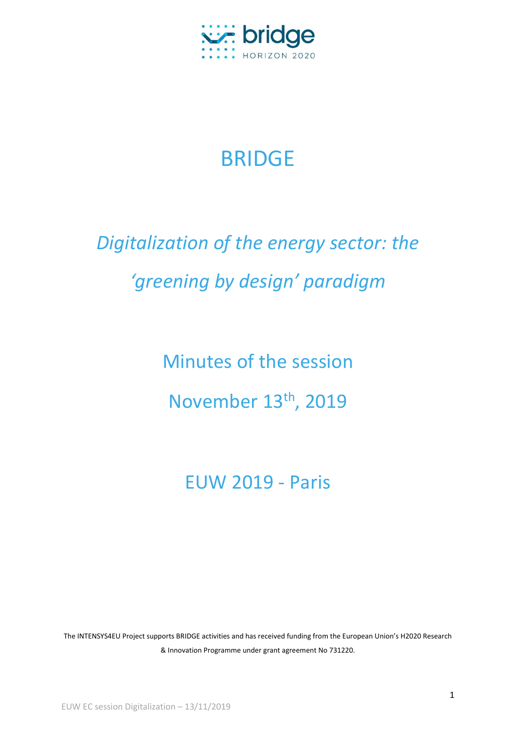# BRIDGE

## *Digitalization of the energy sector: the 'greening by design' paradigm*

Minutes of the session

November 13th, 2019

EUW 2019 - Paris

The INTENSYS4EU Project supports BRIDGE activities and has received funding from the European Union's H2020 Research & Innovation Programme under grant agreement No 731220.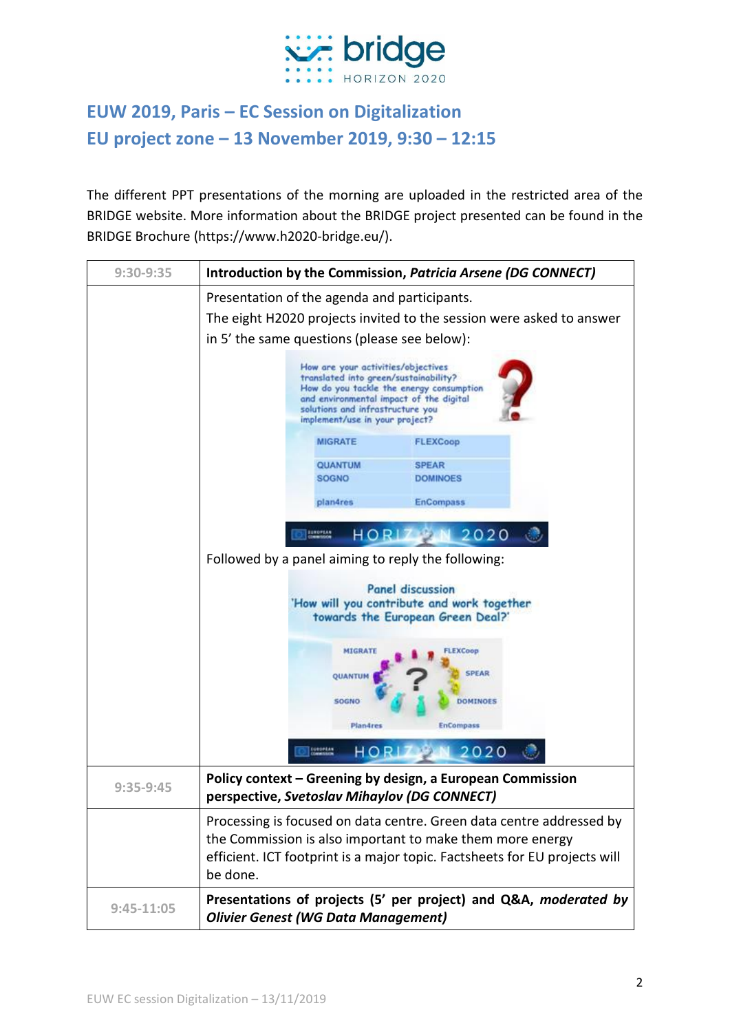# EUW 2019, Paris – EC Session on Digitalization

## EU project zone – 13 November 2019, 9:30 – 12:15

The different PPT presentations of the morning are uploaded in the restricted area of the BRIDGE website. More information about the BRIDGE project presented can be found in the BRIDGE Brochure (https://www.h2020-bridge.eu/).

| | |
|---|---|
| 9:30-9:35 | **Introduction by the Commission, *Patricia Arsene (DG CONNECT)*** |
| | Presentation of the agenda and participants.<br>The eight H2020 projects invited to the session were asked to answer in 5' the same questions (please see below):<br>How are your activities/objectives translated into green/sustainability? How do you tackle the energy consumption and environmental impact of the digital solutions and infrastructure you implement/use in your project?<br>MIGRATE, FLEXCoop, QUANTUM, SPEAR, SOGNO, DOMINOES, plan4res, EnCompass<br>Followed by a panel aiming to reply the following:<br>Panel discussion 'How will you contribute and work together towards the European Green Deal?'<br>MIGRATE, FLEXCoop, QUANTUM, SPEAR, SOGNO, DOMINOES, Plan4res, EnCompass |
| 9:35-9:45 | **Policy context – Greening by design, a European Commission perspective, *Svetoslav Mihaylov (DG CONNECT)*** |
| | Processing is focused on data centre. Green data centre addressed by the Commission is also important to make them more energy efficient. ICT footprint is a major topic. Factsheets for EU projects will be done. |
| 9:45-11:05 | **Presentations of projects (5' per project) and Q&A, *moderated by Olivier Genest (WG Data Management)*** |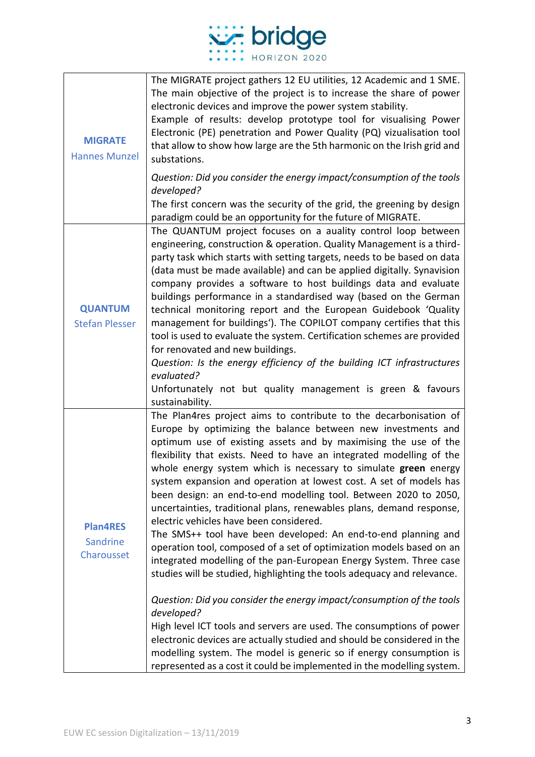| | |
|---|---|
| **MIGRATE**<br>Hannes Munzel | The MIGRATE project gathers 12 EU utilities, 12 Academic and 1 SME. The main objective of the project is to increase the share of power electronic devices and improve the power system stability.<br>Example of results: develop prototype tool for visualising Power Electronic (PE) penetration and Power Quality (PQ) vizualisation tool that allow to show how large are the 5th harmonic on the Irish grid and substations.<br><br>*Question: Did you consider the energy impact/consumption of the tools developed?*<br>The first concern was the security of the grid, the greening by design paradigm could be an opportunity for the future of MIGRATE. |
| **QUANTUM**<br>Stefan Plesser | The QUANTUM project focuses on a auality control loop between engineering, construction & operation. Quality Management is a third-party task which starts with setting targets, needs to be based on data (data must be made available) and can be applied digitally. Synavision company provides a software to host buildings data and evaluate buildings performance in a standardised way (based on the German technical monitoring report and the European Guidebook 'Quality management for buildings'). The COPILOT company certifies that this tool is used to evaluate the system. Certification schemes are provided for renovated and new buildings.<br>*Question: Is the energy efficiency of the building ICT infrastructures evaluated?*<br>Unfortunately not but quality management is green & favours sustainability. |
| **Plan4RES**<br>Sandrine Charousset | The Plan4res project aims to contribute to the decarbonisation of Europe by optimizing the balance between new investments and optimum use of existing assets and by maximising the use of the flexibility that exists. Need to have an integrated modelling of the whole energy system which is necessary to simulate **green** energy system expansion and operation at lowest cost. A set of models has been design: an end-to-end modelling tool. Between 2020 to 2050, uncertainties, traditional plans, renewables plans, demand response, electric vehicles have been considered.<br>The SMS++ tool have been developed: An end-to-end planning and operation tool, composed of a set of optimization models based on an integrated modelling of the pan-European Energy System. Three case studies will be studied, highlighting the tools adequacy and relevance.<br><br>*Question: Did you consider the energy impact/consumption of the tools developed?*<br>High level ICT tools and servers are used. The consumptions of power electronic devices are actually studied and should be considered in the modelling system. The model is generic so if energy consumption is represented as a cost it could be implemented in the modelling system. |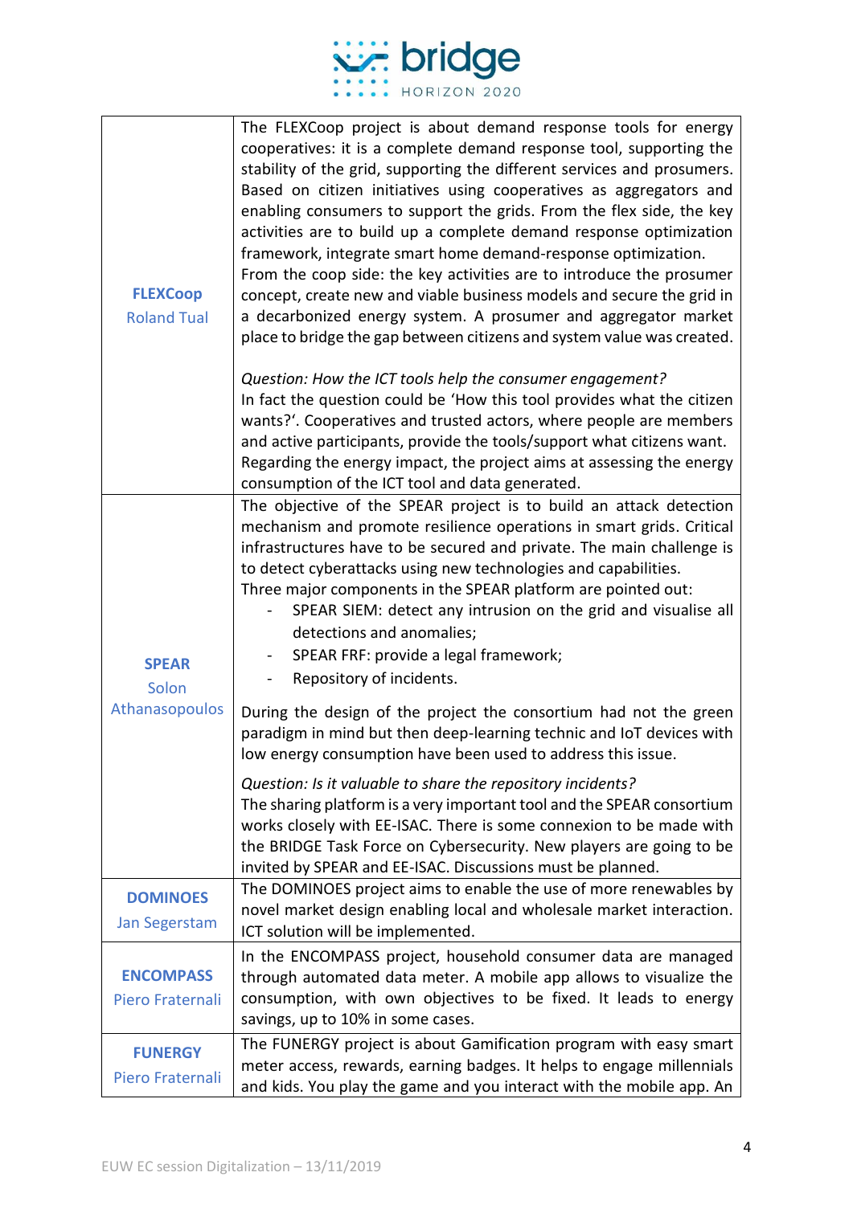| | |
|---|---|
| **FLEXCoop**<br>Roland Tual | The FLEXCoop project is about demand response tools for energy cooperatives: it is a complete demand response tool, supporting the stability of the grid, supporting the different services and prosumers. Based on citizen initiatives using cooperatives as aggregators and enabling consumers to support the grids. From the flex side, the key activities are to build up a complete demand response optimization framework, integrate smart home demand-response optimization.<br>From the coop side: the key activities are to introduce the prosumer concept, create new and viable business models and secure the grid in a decarbonized energy system. A prosumer and aggregator market place to bridge the gap between citizens and system value was created.<br><br>*Question: How the ICT tools help the consumer engagement?*<br>In fact the question could be 'How this tool provides what the citizen wants?'. Cooperatives and trusted actors, where people are members and active participants, provide the tools/support what citizens want. Regarding the energy impact, the project aims at assessing the energy consumption of the ICT tool and data generated. |
| **SPEAR**<br>Solon Athanasopoulos | The objective of the SPEAR project is to build an attack detection mechanism and promote resilience operations in smart grids. Critical infrastructures have to be secured and private. The main challenge is to detect cyberattacks using new technologies and capabilities.<br>Three major components in the SPEAR platform are pointed out:<br>- SPEAR SIEM: detect any intrusion on the grid and visualise all detections and anomalies;<br>- SPEAR FRF: provide a legal framework;<br>- Repository of incidents.<br><br>During the design of the project the consortium had not the green paradigm in mind but then deep-learning technic and IoT devices with low energy consumption have been used to address this issue.<br><br>*Question: Is it valuable to share the repository incidents?*<br>The sharing platform is a very important tool and the SPEAR consortium works closely with EE-ISAC. There is some connexion to be made with the BRIDGE Task Force on Cybersecurity. New players are going to be invited by SPEAR and EE-ISAC. Discussions must be planned. |
| **DOMINOES**<br>Jan Segerstam | The DOMINOES project aims to enable the use of more renewables by novel market design enabling local and wholesale market interaction. ICT solution will be implemented. |
| **ENCOMPASS**<br>Piero Fraternali | In the ENCOMPASS project, household consumer data are managed through automated data meter. A mobile app allows to visualize the consumption, with own objectives to be fixed. It leads to energy savings, up to 10% in some cases. |
| **FUNERGY**<br>Piero Fraternali | The FUNERGY project is about Gamification program with easy smart meter access, rewards, earning badges. It helps to engage millennials and kids. You play the game and you interact with the mobile app. An |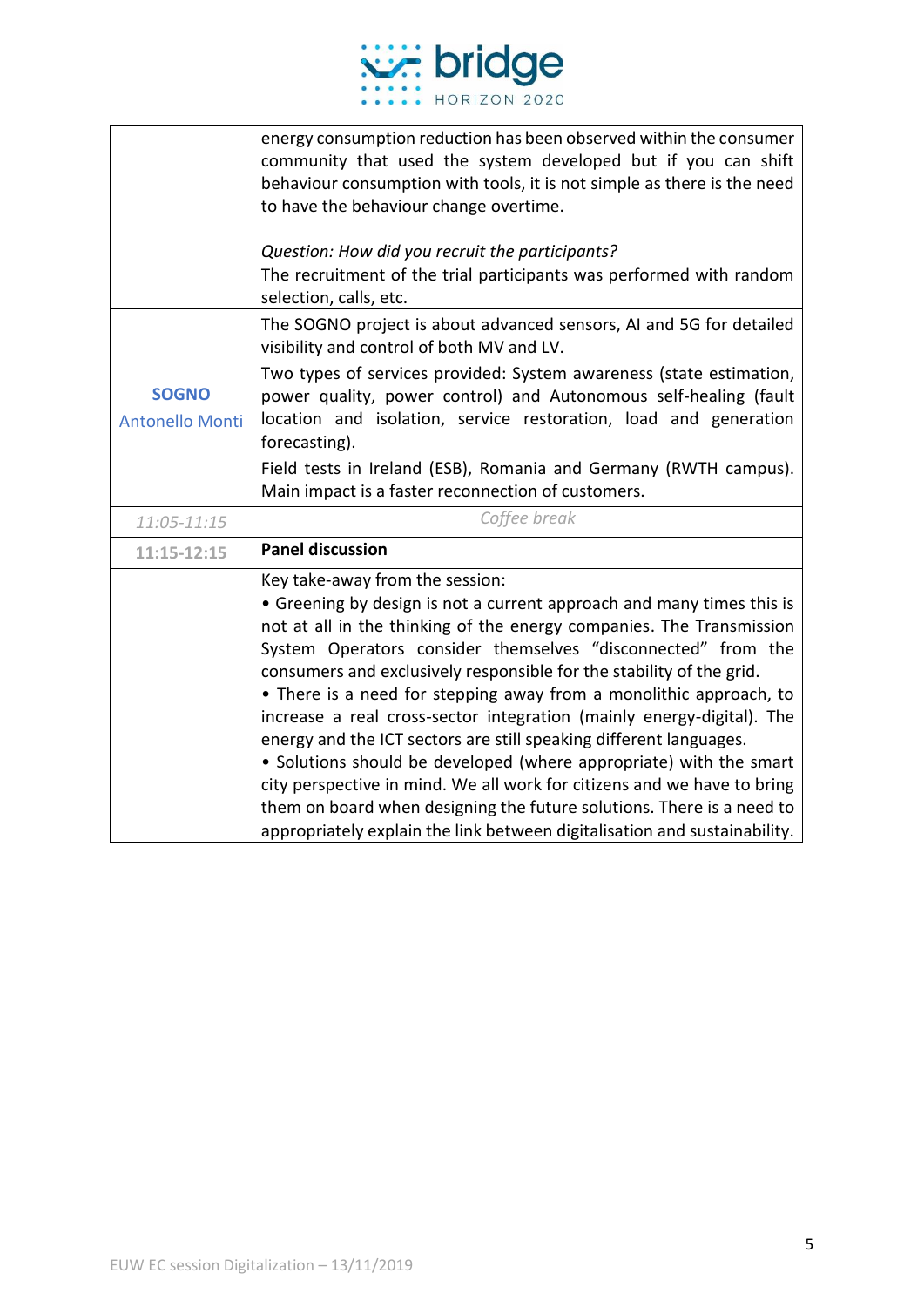| | |
|---|---|
| | energy consumption reduction has been observed within the consumer community that used the system developed but if you can shift behaviour consumption with tools, it is not simple as there is the need to have the behaviour change overtime.<br><br>*Question: How did you recruit the participants?*<br>The recruitment of the trial participants was performed with random selection, calls, etc. |
| **SOGNO**<br>Antonello Monti | The SOGNO project is about advanced sensors, AI and 5G for detailed visibility and control of both MV and LV.<br>Two types of services provided: System awareness (state estimation, power quality, power control) and Autonomous self-healing (fault location and isolation, service restoration, load and generation forecasting).<br>Field tests in Ireland (ESB), Romania and Germany (RWTH campus). Main impact is a faster reconnection of customers. |
| *11:05-11:15* | *Coffee break* |
| **11:15-12:15** | **Panel discussion** |
| | Key take-away from the session:<br>• Greening by design is not a current approach and many times this is not at all in the thinking of the energy companies. The Transmission System Operators consider themselves "disconnected" from the consumers and exclusively responsible for the stability of the grid.<br>• There is a need for stepping away from a monolithic approach, to increase a real cross-sector integration (mainly energy-digital). The energy and the ICT sectors are still speaking different languages.<br>• Solutions should be developed (where appropriate) with the smart city perspective in mind. We all work for citizens and we have to bring them on board when designing the future solutions. There is a need to appropriately explain the link between digitalisation and sustainability. |